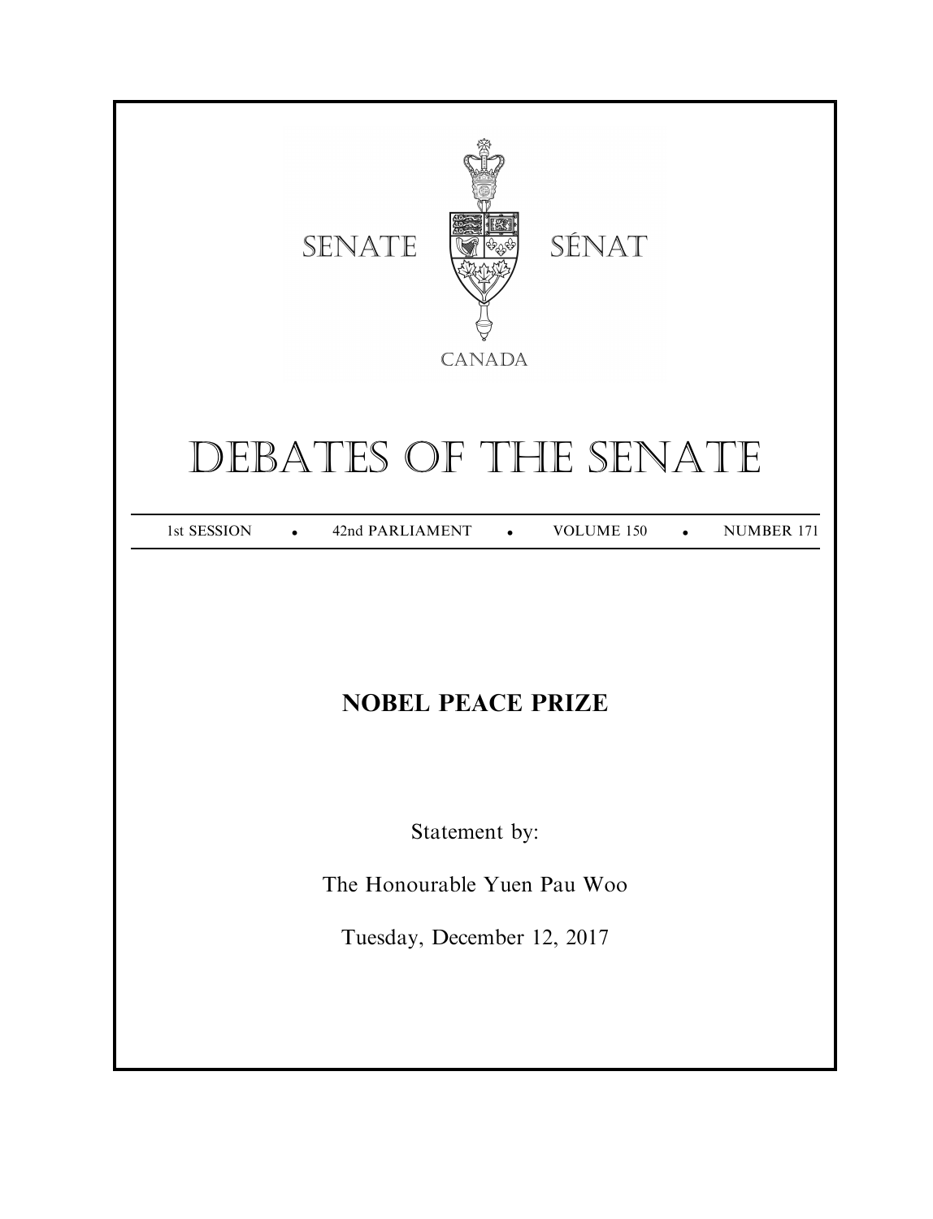SENATE SÉNAT

CANADA

# DEBATES OF THE SENATE

1st SESSION • 42nd PARLIAMENT • VOLUME 150 • NUMBER 171

## NOBEL PEACE PRIZE

Statement by:

The Honourable Yuen Pau Woo

Tuesday, December 12, 2017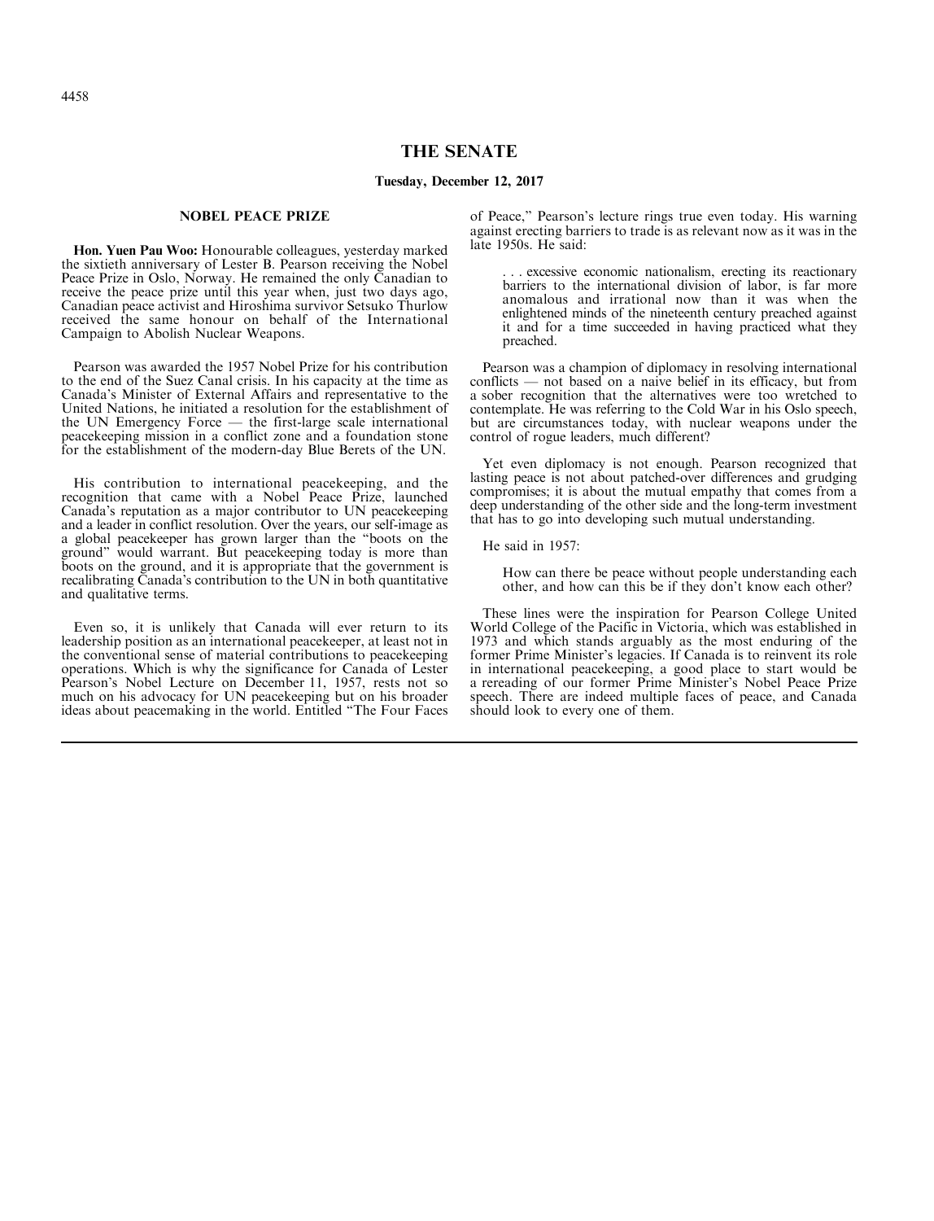# THE SENATE

**Tuesday, December 12, 2017**

## NOBEL PEACE PRIZE

**Hon. Yuen Pau Woo:** Honourable colleagues, yesterday marked the sixtieth anniversary of Lester B. Pearson receiving the Nobel Peace Prize in Oslo, Norway. He remained the only Canadian to receive the peace prize until this year when, just two days ago, Canadian peace activist and Hiroshima survivor Setsuko Thurlow received the same honour on behalf of the International Campaign to Abolish Nuclear Weapons.

Pearson was awarded the 1957 Nobel Prize for his contribution to the end of the Suez Canal crisis. In his capacity at the time as Canada's Minister of External Affairs and representative to the United Nations, he initiated a resolution for the establishment of the UN Emergency Force — the first-large scale international peacekeeping mission in a conflict zone and a foundation stone for the establishment of the modern-day Blue Berets of the UN.

His contribution to international peacekeeping, and the recognition that came with a Nobel Peace Prize, launched Canada's reputation as a major contributor to UN peacekeeping and a leader in conflict resolution. Over the years, our self-image as a global peacekeeper has grown larger than the "boots on the ground" would warrant. But peacekeeping today is more than boots on the ground, and it is appropriate that the government is recalibrating Canada's contribution to the UN in both quantitative and qualitative terms.

Even so, it is unlikely that Canada will ever return to its leadership position as an international peacekeeper, at least not in the conventional sense of material contributions to peacekeeping operations. Which is why the significance for Canada of Lester Pearson's Nobel Lecture on December 11, 1957, rests not so much on his advocacy for UN peacekeeping but on his broader ideas about peacemaking in the world. Entitled "The Four Faces of Peace," Pearson's lecture rings true even today. His warning against erecting barriers to trade is as relevant now as it was in the late 1950s. He said:

> . . . excessive economic nationalism, erecting its reactionary barriers to the international division of labor, is far more anomalous and irrational now than it was when the enlightened minds of the nineteenth century preached against it and for a time succeeded in having practiced what they preached.

Pearson was a champion of diplomacy in resolving international conflicts — not based on a naive belief in its efficacy, but from a sober recognition that the alternatives were too wretched to contemplate. He was referring to the Cold War in his Oslo speech, but are circumstances today, with nuclear weapons under the control of rogue leaders, much different?

Yet even diplomacy is not enough. Pearson recognized that lasting peace is not about patched-over differences and grudging compromises; it is about the mutual empathy that comes from a deep understanding of the other side and the long-term investment that has to go into developing such mutual understanding.

He said in 1957:

> How can there be peace without people understanding each other, and how can this be if they don't know each other?

These lines were the inspiration for Pearson College United World College of the Pacific in Victoria, which was established in 1973 and which stands arguably as the most enduring of the former Prime Minister's legacies. If Canada is to reinvent its role in international peacekeeping, a good place to start would be a rereading of our former Prime Minister's Nobel Peace Prize speech. There are indeed multiple faces of peace, and Canada should look to every one of them.